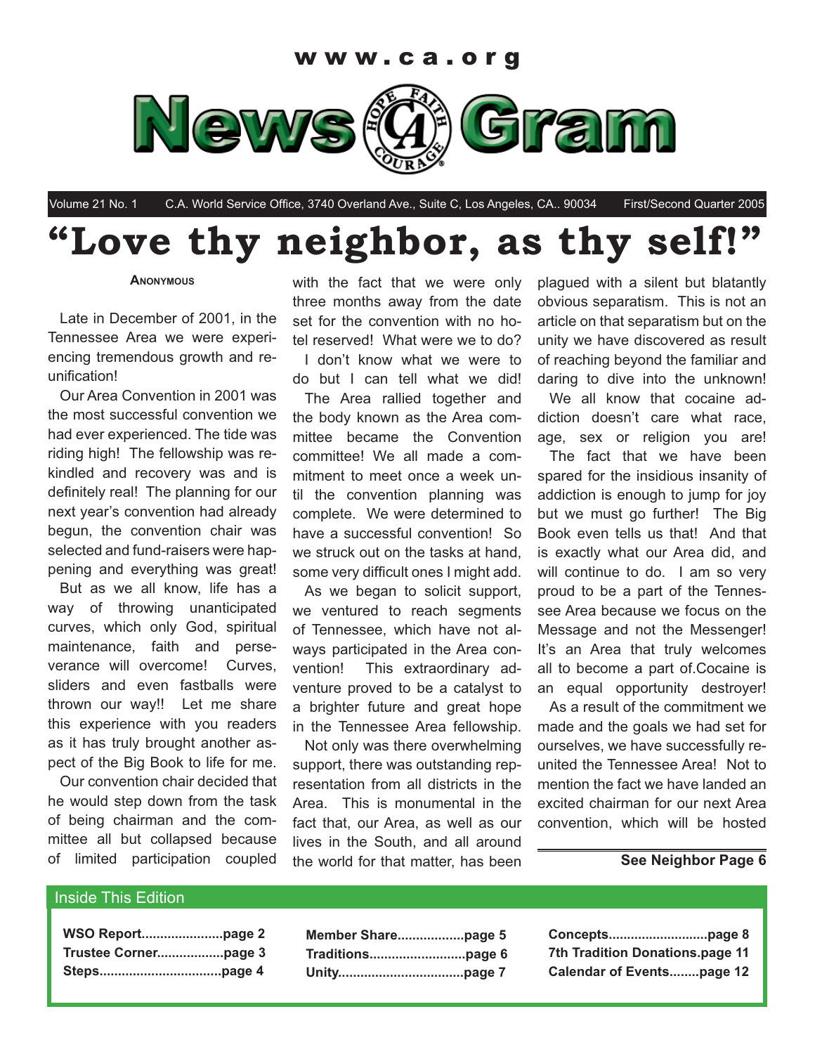www.ca.org

# NewsGram

Volume 21 No. 1 C.A. World Service Office, 3740 Overland Ave., Suite C, Los Angeles, CA.. 90034 First/Second Quarter 2005

# "Love thy neighbor, as thy self!"

**Anonymous**

Late in December of 2001, in the Tennessee Area we were experiencing tremendous growth and re-unification!

Our Area Convention in 2001 was the most successful convention we had ever experienced. The tide was riding high! The fellowship was rekindled and recovery was and is definitely real! The planning for our next year's convention had already begun, the convention chair was selected and fund-raisers were happening and everything was great!

But as we all know, life has a way of throwing unanticipated curves, which only God, spiritual maintenance, faith and perseverance will overcome! Curves, sliders and even fastballs were thrown our way!! Let me share this experience with you readers as it has truly brought another aspect of the Big Book to life for me.

Our convention chair decided that he would step down from the task of being chairman and the committee all but collapsed because of limited participation coupled with the fact that we were only three months away from the date set for the convention with no hotel reserved! What were we to do?

I don't know what we were to do but I can tell what we did!

The Area rallied together and the body known as the Area committee became the Convention committee! We all made a commitment to meet once a week until the convention planning was complete. We were determined to have a successful convention! So we struck out on the tasks at hand, some very difficult ones I might add.

As we began to solicit support, we ventured to reach segments of Tennessee, which have not always participated in the Area convention! This extraordinary adventure proved to be a catalyst to a brighter future and great hope in the Tennessee Area fellowship.

Not only was there overwhelming support, there was outstanding representation from all districts in the Area. This is monumental in the fact that, our Area, as well as our lives in the South, and all around the world for that matter, has been plagued with a silent but blatantly obvious separatism. This is not an article on that separatism but on the unity we have discovered as result of reaching beyond the familiar and daring to dive into the unknown!

We all know that cocaine addiction doesn't care what race, age, sex or religion you are! The fact that we have been spared for the insidious insanity of addiction is enough to jump for joy but we must go further! The Big Book even tells us that! And that is exactly what our Area did, and will continue to do. I am so very proud to be a part of the Tennessee Area because we focus on the Message and not the Messenger! It's an Area that truly welcomes all to become a part of.Cocaine is an equal opportunity destroyer!

As a result of the commitment we made and the goals we had set for ourselves, we have successfully re-united the Tennessee Area! Not to mention the fact we have landed an excited chairman for our next Area convention, which will be hosted

**See Neighbor Page 6**

## Inside This Edition

**WSO Report......................page 2**
**Trustee Corner..................page 3**
**Steps.................................page 4**
**Member Share..................page 5**
**Traditions..........................page 6**
**Unity..................................page 7**
**Concepts...........................page 8**
**7th Tradition Donations.page 11**
**Calendar of Events........page 12**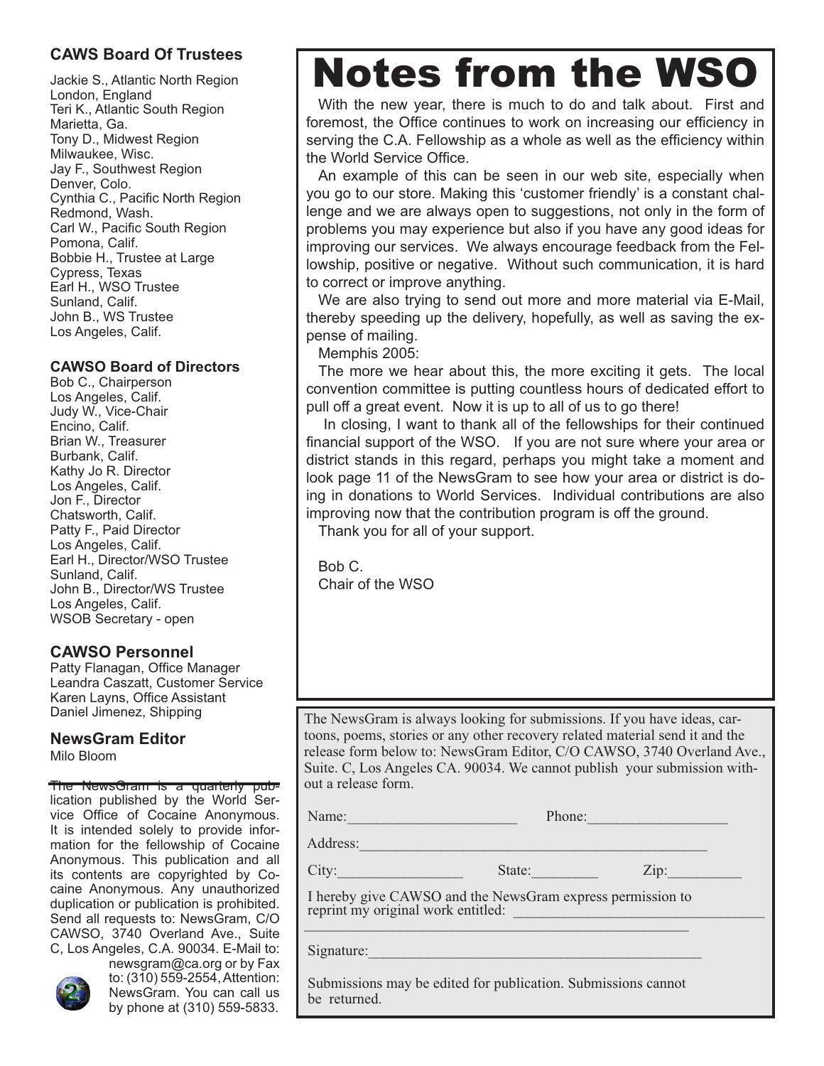### CAWS Board Of Trustees

Jackie S., Atlantic North Region
London, England
Teri K., Atlantic South Region
Marietta, Ga.
Tony D., Midwest Region
Milwaukee, Wisc.
Jay F., Southwest Region
Denver, Colo.
Cynthia C., Pacific North Region
Redmond, Wash.
Carl W., Pacific South Region
Pomona, Calif.
Bobbie H., Trustee at Large
Cypress, Texas
Earl H., WSO Trustee
Sunland, Calif.
John B., WS Trustee
Los Angeles, Calif.

### CAWSO Board of Directors

Bob C., Chairperson
Los Angeles, Calif.
Judy W., Vice-Chair
Encino, Calif.
Brian W., Treasurer
Burbank, Calif.
Kathy Jo R. Director
Los Angeles, Calif.
Jon F., Director
Chatsworth, Calif.
Patty F., Paid Director
Los Angeles, Calif.
Earl H., Director/WSO Trustee
Sunland, Calif.
John B., Director/WS Trustee
Los Angeles, Calif.
WSOB Secretary - open

### CAWSO Personnel

Patty Flanagan, Office Manager
Leandra Caszatt, Customer Service
Karen Layns, Office Assistant
Daniel Jimenez, Shipping

### NewsGram Editor

Milo Bloom

The NewsGram is a quarterly publication published by the World Service Office of Cocaine Anonymous. It is intended solely to provide information for the fellowship of Cocaine Anonymous. This publication and all its contents are copyrighted by Cocaine Anonymous. Any unauthorized duplication or publication is prohibited. Send all requests to: NewsGram, C/O CAWSO, 3740 Overland Ave., Suite C, Los Angeles, C.A. 90034. E-Mail to: newsgram@ca.org or by Fax to: (310) 559-2554, Attention: NewsGram. You can call us by phone at (310) 559-5833.

# Notes from the WSO

With the new year, there is much to do and talk about. First and foremost, the Office continues to work on increasing our efficiency in serving the C.A. Fellowship as a whole as well as the efficiency within the World Service Office.

An example of this can be seen in our web site, especially when you go to our store. Making this 'customer friendly' is a constant challenge and we are always open to suggestions, not only in the form of problems you may experience but also if you have any good ideas for improving our services. We always encourage feedback from the Fellowship, positive or negative. Without such communication, it is hard to correct or improve anything.

We are also trying to send out more and more material via E-Mail, thereby speeding up the delivery, hopefully, as well as saving the expense of mailing.

Memphis 2005:

The more we hear about this, the more exciting it gets. The local convention committee is putting countless hours of dedicated effort to pull off a great event. Now it is up to all of us to go there!

In closing, I want to thank all of the fellowships for their continued financial support of the WSO. If you are not sure where your area or district stands in this regard, perhaps you might take a moment and look page 11 of the NewsGram to see how your area or district is doing in donations to World Services. Individual contributions are also improving now that the contribution program is off the ground.

Thank you for all of your support.

Bob C.
Chair of the WSO

The NewsGram is always looking for submissions. If you have ideas, cartoons, poems, stories or any other recovery related material send it and the release form below to: NewsGram Editor, C/O CAWSO, 3740 Overland Ave., Suite. C, Los Angeles CA. 90034. We cannot publish your submission without a release form.

Name:______________________ Phone:__________________

Address:_____________________________________________

City:________________ State:________ Zip:_________

I hereby give CAWSO and the NewsGram express permission to reprint my original work entitled: ________________________________
_____________________________________________________

Signature:____________________________________________

Submissions may be edited for publication. Submissions cannot be returned.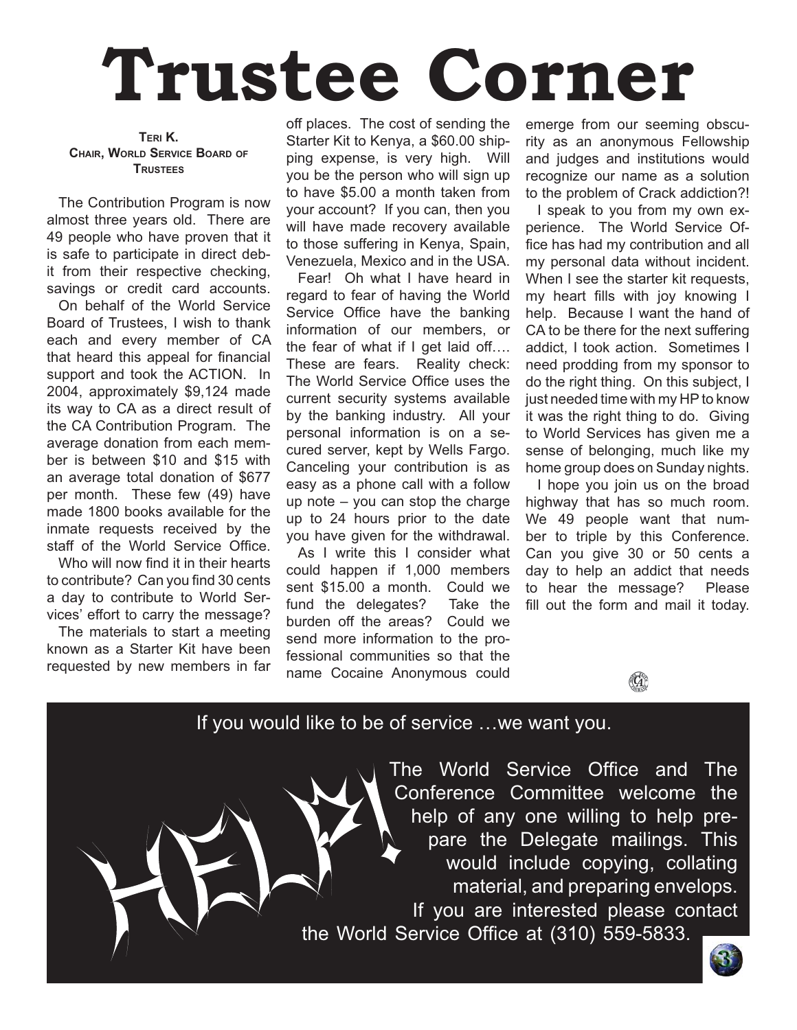# Trustee Corner

**Teri K.**
**Chair, World Service Board of Trustees**

The Contribution Program is now almost three years old. There are 49 people who have proven that it is safe to participate in direct debit from their respective checking, savings or credit card accounts.

On behalf of the World Service Board of Trustees, I wish to thank each and every member of CA that heard this appeal for financial support and took the ACTION. In 2004, approximately $9,124 made its way to CA as a direct result of the CA Contribution Program. The average donation from each member is between $10 and $15 with an average total donation of $677 per month. These few (49) have made 1800 books available for the inmate requests received by the staff of the World Service Office.

Who will now find it in their hearts to contribute? Can you find 30 cents a day to contribute to World Services' effort to carry the message?

The materials to start a meeting known as a Starter Kit have been requested by new members in far off places. The cost of sending the Starter Kit to Kenya, a $60.00 shipping expense, is very high. Will you be the person who will sign up to have $5.00 a month taken from your account? If you can, then you will have made recovery available to those suffering in Kenya, Spain, Venezuela, Mexico and in the USA.

Fear! Oh what I have heard in regard to fear of having the World Service Office have the banking information of our members, or the fear of what if I get laid off…. These are fears. Reality check: The World Service Office uses the current security systems available by the banking industry. All your personal information is on a secured server, kept by Wells Fargo. Canceling your contribution is as easy as a phone call with a follow up note – you can stop the charge up to 24 hours prior to the date you have given for the withdrawal.

As I write this I consider what could happen if 1,000 members sent $15.00 a month. Could we fund the delegates? Take the burden off the areas? Could we send more information to the professional communities so that the name Cocaine Anonymous could emerge from our seeming obscurity as an anonymous Fellowship and judges and institutions would recognize our name as a solution to the problem of Crack addiction?!

I speak to you from my own experience. The World Service Office has had my contribution and all my personal data without incident. When I see the starter kit requests, my heart fills with joy knowing I help. Because I want the hand of CA to be there for the next suffering addict, I took action. Sometimes I need prodding from my sponsor to do the right thing. On this subject, I just needed time with my HP to know it was the right thing to do. Giving to World Services has given me a sense of belonging, much like my home group does on Sunday nights.

I hope you join us on the broad highway that has so much room. We 49 people want that number to triple by this Conference. Can you give 30 or 50 cents a day to help an addict that needs to hear the message? Please fill out the form and mail it today.

---

If you would like to be of service …we want you.

**HELP!**

The World Service Office and The Conference Committee welcome the help of any one willing to help prepare the Delegate mailings. This would include copying, collating material, and preparing envelops. If you are interested please contact the World Service Office at (310) 559-5833.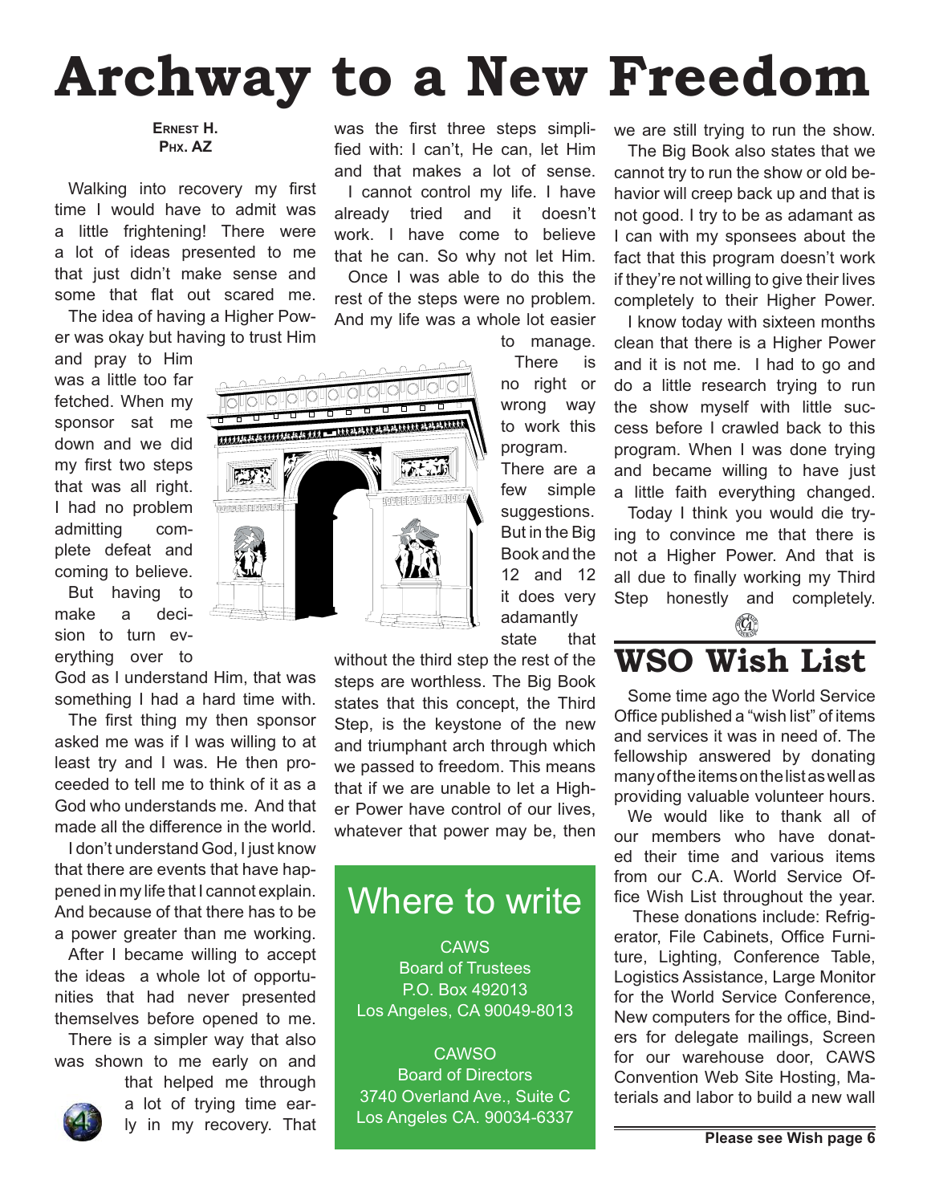# Archway to a New Freedom

**Ernest H.**
**Phx. AZ**

Walking into recovery my first time I would have to admit was a little frightening! There were a lot of ideas presented to me that just didn't make sense and some that flat out scared me.

The idea of having a Higher Power was okay but having to trust Him and pray to Him was a little too far fetched. When my sponsor sat me down and we did my first two steps that was all right. I had no problem admitting complete defeat and coming to believe. But having to make a decision to turn everything over to God as I understand Him, that was something I had a hard time with.

The first thing my then sponsor asked me was if I was willing to at least try and I was. He then proceeded to tell me to think of it as a God who understands me. And that made all the difference in the world.

I don't understand God, I just know that there are events that have happened in my life that I cannot explain. And because of that there has to be a power greater than me working.

After I became willing to accept the ideas a whole lot of opportunities that had never presented themselves before opened to me.

There is a simpler way that also was shown to me early on and that helped me through a lot of trying time early in my recovery. That was the first three steps simplified with: I can't, He can, let Him and that makes a lot of sense.

I cannot control my life. I have already tried and it doesn't work. I have come to believe that he can. So why not let Him.

Once I was able to do this the rest of the steps were no problem. And my life was a whole lot easier to manage.

There is no right or wrong way to work this program. There are a few simple suggestions. But in the Big Book and the 12 and 12 it does very adamantly state that without the third step the rest of the steps are worthless. The Big Book states that this concept, the Third Step, is the keystone of the new and triumphant arch through which we passed to freedom. This means that if we are unable to let a Higher Power have control of our lives, whatever that power may be, then we are still trying to run the show.

The Big Book also states that we cannot try to run the show or old behavior will creep back up and that is not good. I try to be as adamant as I can with my sponsees about the fact that this program doesn't work if they're not willing to give their lives completely to their Higher Power.

I know today with sixteen months clean that there is a Higher Power and it is not me. I had to go and do a little research trying to run the show myself with little success before I crawled back to this program. When I was done trying and became willing to have just a little faith everything changed.

Today I think you would die trying to convince me that there is not a Higher Power. And that is all due to finally working my Third Step honestly and completely.

## Where to write

CAWS
Board of Trustees
P.O. Box 492013
Los Angeles, CA 90049-8013

CAWSO
Board of Directors
3740 Overland Ave., Suite C
Los Angeles CA. 90034-6337

# WSO Wish List

Some time ago the World Service Office published a "wish list" of items and services it was in need of. The fellowship answered by donating many of the items on the list as well as providing valuable volunteer hours.

We would like to thank all of our members who have donated their time and various items from our C.A. World Service Office Wish List throughout the year.

These donations include: Refrigerator, File Cabinets, Office Furniture, Lighting, Conference Table, Logistics Assistance, Large Monitor for the World Service Conference, New computers for the office, Binders for delegate mailings, Screen for our warehouse door, CAWS Convention Web Site Hosting, Materials and labor to build a new wall

**Please see Wish page 6**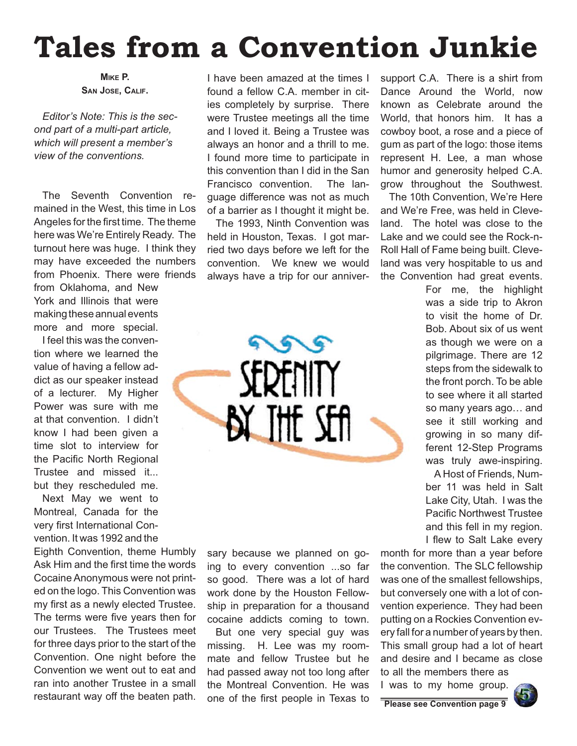# Tales from a Convention Junkie

**Mike P.**
**San Jose, Calif.**

*Editor's Note: This is the second part of a multi-part article, which will present a member's view of the conventions.*

The Seventh Convention remained in the West, this time in Los Angeles for the first time. The theme here was We're Entirely Ready. The turnout here was huge. I think they may have exceeded the numbers from Phoenix. There were friends from Oklahoma, and New York and Illinois that were making these annual events more and more special.

I feel this was the convention where we learned the value of having a fellow addict as our speaker instead of a lecturer. My Higher Power was sure with me at that convention. I didn't know I had been given a time slot to interview for the Pacific North Regional Trustee and missed it... but they rescheduled me.

Next May we went to Montreal, Canada for the very first International Convention. It was 1992 and the Eighth Convention, theme Humbly Ask Him and the first time the words Cocaine Anonymous were not printed on the logo. This Convention was my first as a newly elected Trustee. The terms were five years then for our Trustees. The Trustees meet for three days prior to the start of the Convention. One night before the Convention we went out to eat and ran into another Trustee in a small restaurant way off the beaten path. I have been amazed at the times I found a fellow C.A. member in cities completely by surprise. There were Trustee meetings all the time and I loved it. Being a Trustee was always an honor and a thrill to me. I found more time to participate in this convention than I did in the San Francisco convention. The language difference was not as much of a barrier as I thought it might be.

The 1993, Ninth Convention was held in Houston, Texas. I got married two days before we left for the convention. We knew we would always have a trip for our anniversary because we planned on going to every convention ...so far so good. There was a lot of hard work done by the Houston Fellowship in preparation for a thousand cocaine addicts coming to town.

But one very special guy was missing. H. Lee was my roommate and fellow Trustee but he had passed away not too long after the Montreal Convention. He was one of the first people in Texas to support C.A. There is a shirt from Dance Around the World, now known as Celebrate around the World, that honors him. It has a cowboy boot, a rose and a piece of gum as part of the logo: those items represent H. Lee, a man whose humor and generosity helped C.A. grow throughout the Southwest.

The 10th Convention, We're Here and We're Free, was held in Cleveland. The hotel was close to the Lake and we could see the Rock-n-Roll Hall of Fame being built. Cleveland was very hospitable to us and the Convention had great events. For me, the highlight was a side trip to Akron to visit the home of Dr. Bob. About six of us went as though we were on a pilgrimage. There are 12 steps from the sidewalk to the front porch. To be able to see where it all started so many years ago… and see it still working and growing in so many different 12-Step Programs was truly awe-inspiring.

A Host of Friends, Number 11 was held in Salt Lake City, Utah. I was the Pacific Northwest Trustee and this fell in my region. I flew to Salt Lake every month for more than a year before the convention. The SLC fellowship was one of the smallest fellowships, but conversely one with a lot of convention experience. They had been putting on a Rockies Convention every fall for a number of years by then. This small group had a lot of heart and desire and I became as close to all the members there as I was to my home group.

**Please see Convention page 9**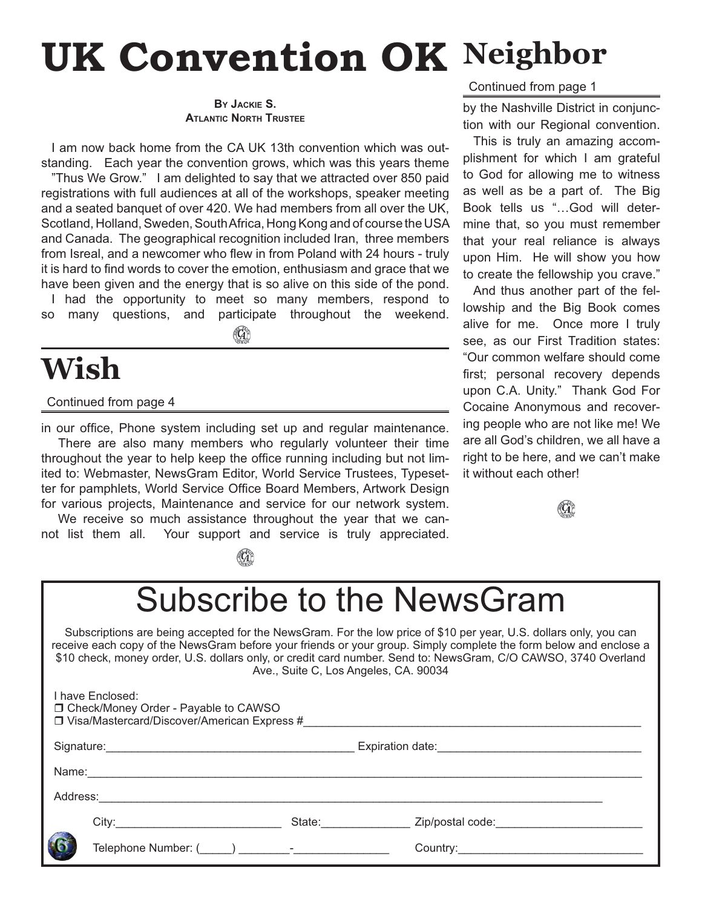# UK Convention OK

**By Jackie S.**
**Atlantic North Trustee**

I am now back home from the CA UK 13th convention which was outstanding. Each year the convention grows, which was this years theme "Thus We Grow." I am delighted to say that we attracted over 850 paid registrations with full audiences at all of the workshops, speaker meeting and a seated banquet of over 420. We had members from all over the UK, Scotland, Holland, Sweden, South Africa, Hong Kong and of course the USA and Canada. The geographical recognition included Iran, three members from Isreal, and a newcomer who flew in from Poland with 24 hours - truly it is hard to find words to cover the emotion, enthusiasm and grace that we have been given and the energy that is so alive on this side of the pond.

I had the opportunity to meet so many members, respond to so many questions, and participate throughout the weekend.

# Wish

Continued from page 4

in our office, Phone system including set up and regular maintenance.

There are also many members who regularly volunteer their time throughout the year to help keep the office running including but not limited to: Webmaster, NewsGram Editor, World Service Trustees, Typesetter for pamphlets, World Service Office Board Members, Artwork Design for various projects, Maintenance and service for our network system.

We receive so much assistance throughout the year that we cannot list them all. Your support and service is truly appreciated.

# Neighbor

Continued from page 1

by the Nashville District in conjunction with our Regional convention.

This is truly an amazing accomplishment for which I am grateful to God for allowing me to witness as well as be a part of. The Big Book tells us "…God will determine that, so you must remember that your real reliance is always upon Him. He will show you how to create the fellowship you crave."

And thus another part of the fellowship and the Big Book comes alive for me. Once more I truly see, as our First Tradition states: "Our common welfare should come first; personal recovery depends upon C.A. Unity." Thank God For Cocaine Anonymous and recovering people who are not like me! We are all God's children, we all have a right to be here, and we can't make it without each other!

# Subscribe to the NewsGram

Subscriptions are being accepted for the NewsGram. For the low price of $10 per year, U.S. dollars only, you can receive each copy of the NewsGram before your friends or your group. Simply complete the form below and enclose a $10 check, money order, U.S. dollars only, or credit card number. Send to: NewsGram, C/O CAWSO, 3740 Overland Ave., Suite C, Los Angeles, CA. 90034

I have Enclosed:
- ☐ Check/Money Order - Payable to CAWSO
- ☐ Visa/Mastercard/Discover/American Express #______________________________

Signature:______________________________ Expiration date:______________________________

Name:______________________________________________________________

Address:____________________________________________________________

City:__________________________ State:______________ Zip/postal code:______________________

Telephone Number: (_____) ________-_______________ Country:_____________________________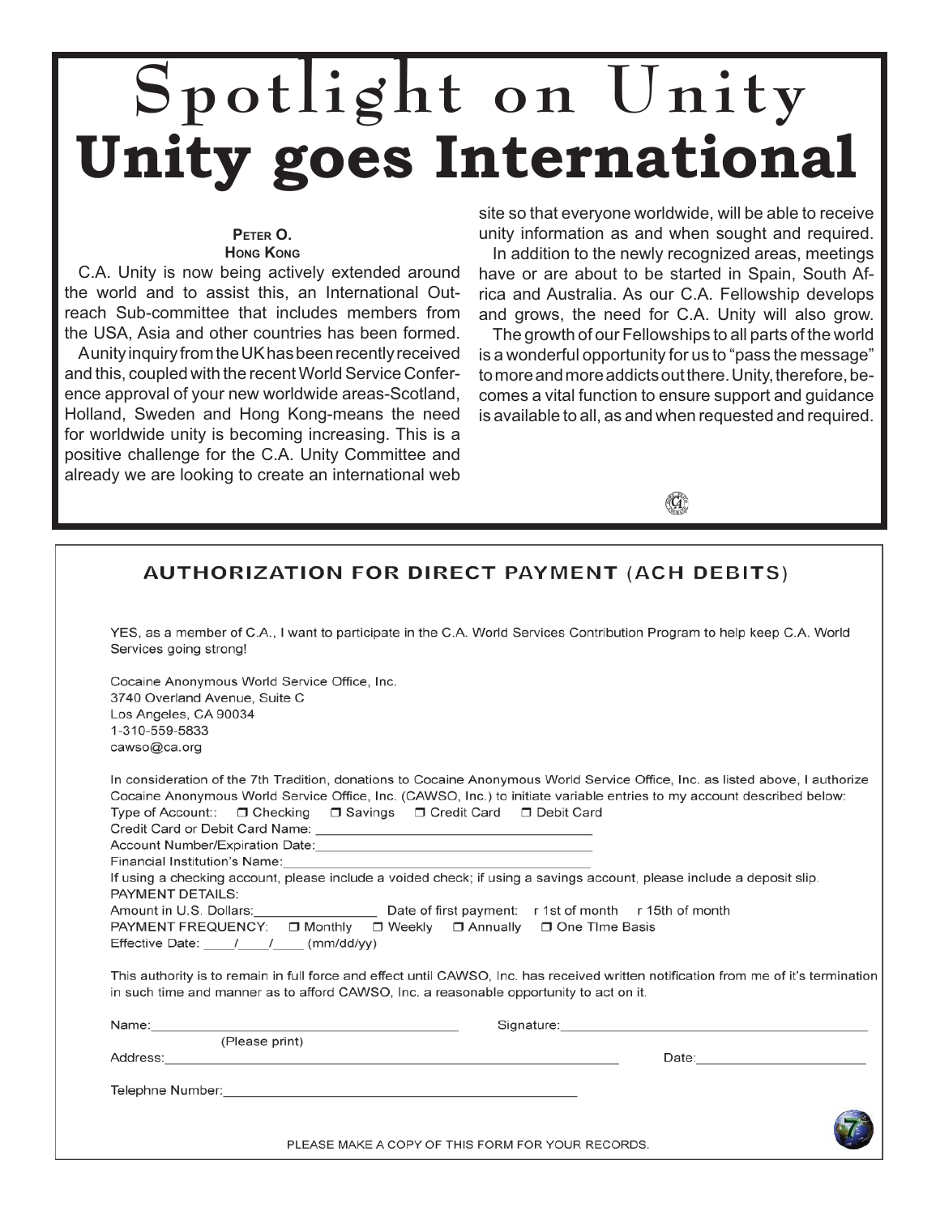# Spotlight on Unity

# Unity goes International

**Peter O.**
**Hong Kong**

C.A. Unity is now being actively extended around the world and to assist this, an International Outreach Sub-committee that includes members from the USA, Asia and other countries has been formed.

A unity inquiry from the UK has been recently received and this, coupled with the recent World Service Conference approval of your new worldwide areas-Scotland, Holland, Sweden and Hong Kong-means the need for worldwide unity is becoming increasing. This is a positive challenge for the C.A. Unity Committee and already we are looking to create an international web site so that everyone worldwide, will be able to receive unity information as and when sought and required.

In addition to the newly recognized areas, meetings have or are about to be started in Spain, South Africa and Australia. As our C.A. Fellowship develops and grows, the need for C.A. Unity will also grow.

The growth of our Fellowships to all parts of the world is a wonderful opportunity for us to "pass the message" to more and more addicts out there. Unity, therefore, becomes a vital function to ensure support and guidance is available to all, as and when requested and required.

## AUTHORIZATION FOR DIRECT PAYMENT (ACH DEBITS)

YES, as a member of C.A., I want to participate in the C.A. World Services Contribution Program to help keep C.A. World Services going strong!

Cocaine Anonymous World Service Office, Inc.
3740 Overland Avenue, Suite C
Los Angeles, CA 90034
1-310-559-5833
cawso@ca.org

In consideration of the 7th Tradition, donations to Cocaine Anonymous World Service Office, Inc. as listed above, I authorize Cocaine Anonymous World Service Office, Inc. (CAWSO, Inc.) to initiate variable entries to my account described below:

Type of Account:: ☐ Checking ☐ Savings ☐ Credit Card ☐ Debit Card

Credit Card or Debit Card Name: ____________________

Account Number/Expiration Date: ____________________

Financial Institution's Name: ____________________

If using a checking account, please include a voided check; if using a savings account, please include a deposit slip.

PAYMENT DETAILS:

Amount in U.S. Dollars: __________ Date of first payment: r 1st of month r 15th of month

PAYMENT FREQUENCY: ☐ Monthly ☐ Weekly ☐ Annually ☐ One TIme Basis

Effective Date: ____/____/____ (mm/dd/yy)

This authority is to remain in full force and effect until CAWSO, Inc. has received written notification from me of it's termination in such time and manner as to afford CAWSO, Inc. a reasonable opportunity to act on it.

Name: ____________________ Signature: ____________________
(Please print)

Address: ____________________ Date: ____________________

Telephne Number: ____________________

PLEASE MAKE A COPY OF THIS FORM FOR YOUR RECORDS.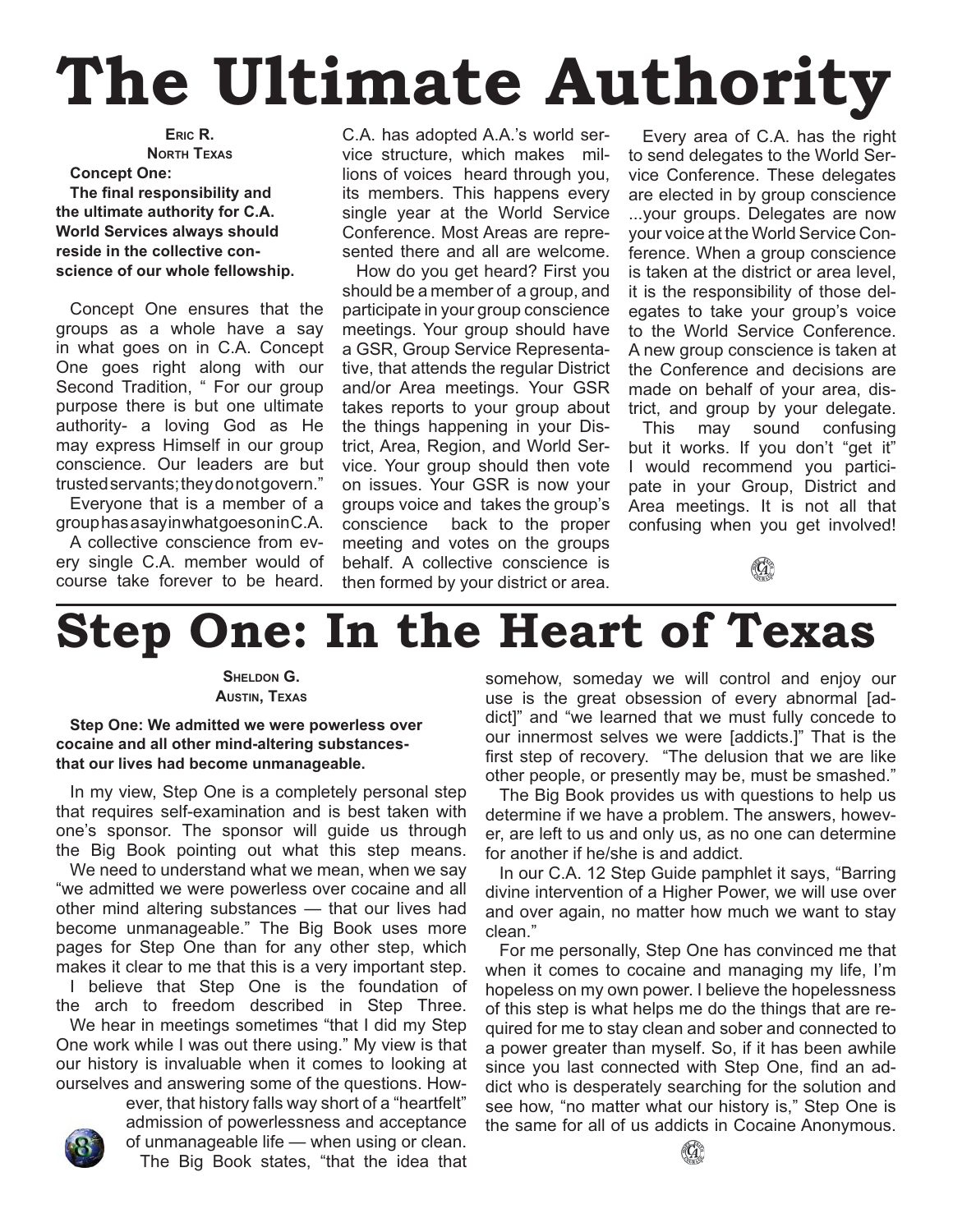# The Ultimate Authority

**Eric R.**
**North Texas**

**Concept One:**
**The final responsibility and the ultimate authority for C.A. World Services always should reside in the collective conscience of our whole fellowship.**

Concept One ensures that the groups as a whole have a say in what goes on in C.A. Concept One goes right along with our Second Tradition, " For our group purpose there is but one ultimate authority- a loving God as He may express Himself in our group conscience. Our leaders are but trusted servants; they do not govern."

Everyone that is a member of a group has a say in what goes on in C.A.

A collective conscience from every single C.A. member would of course take forever to be heard. C.A. has adopted A.A.'s world service structure, which makes millions of voices heard through you, its members. This happens every single year at the World Service Conference. Most Areas are represented there and all are welcome.

How do you get heard? First you should be a member of a group, and participate in your group conscience meetings. Your group should have a GSR, Group Service Representative, that attends the regular District and/or Area meetings. Your GSR takes reports to your group about the things happening in your District, Area, Region, and World Service. Your group should then vote on issues. Your GSR is now your groups voice and takes the group's conscience back to the proper meeting and votes on the groups behalf. A collective conscience is then formed by your district or area.

Every area of C.A. has the right to send delegates to the World Service Conference. These delegates are elected in by group conscience ...your groups. Delegates are now your voice at the World Service Conference. When a group conscience is taken at the district or area level, it is the responsibility of those delegates to take your group's voice to the World Service Conference. A new group conscience is taken at the Conference and decisions are made on behalf of your area, district, and group by your delegate.

This may sound confusing but it works. If you don't "get it" I would recommend you participate in your Group, District and Area meetings. It is not all that confusing when you get involved!

# Step One: In the Heart of Texas

**Sheldon G.**
**Austin, Texas**

**Step One: We admitted we were powerless over cocaine and all other mind-altering substances- that our lives had become unmanageable.**

In my view, Step One is a completely personal step that requires self-examination and is best taken with one's sponsor. The sponsor will guide us through the Big Book pointing out what this step means.

We need to understand what we mean, when we say "we admitted we were powerless over cocaine and all other mind altering substances — that our lives had become unmanageable." The Big Book uses more pages for Step One than for any other step, which makes it clear to me that this is a very important step.

I believe that Step One is the foundation of the arch to freedom described in Step Three.

We hear in meetings sometimes "that I did my Step One work while I was out there using." My view is that our history is invaluable when it comes to looking at ourselves and answering some of the questions. However, that history falls way short of a "heartfelt" admission of powerlessness and acceptance of unmanageable life — when using or clean.

The Big Book states, "that the idea that somehow, someday we will control and enjoy our use is the great obsession of every abnormal [addict]" and "we learned that we must fully concede to our innermost selves we were [addicts.]" That is the first step of recovery. "The delusion that we are like other people, or presently may be, must be smashed."

The Big Book provides us with questions to help us determine if we have a problem. The answers, however, are left to us and only us, as no one can determine for another if he/she is and addict.

In our C.A. 12 Step Guide pamphlet it says, "Barring divine intervention of a Higher Power, we will use over and over again, no matter how much we want to stay clean."

For me personally, Step One has convinced me that when it comes to cocaine and managing my life, I'm hopeless on my own power. I believe the hopelessness of this step is what helps me do the things that are required for me to stay clean and sober and connected to a power greater than myself. So, if it has been awhile since you last connected with Step One, find an addict who is desperately searching for the solution and see how, "no matter what our history is," Step One is the same for all of us addicts in Cocaine Anonymous.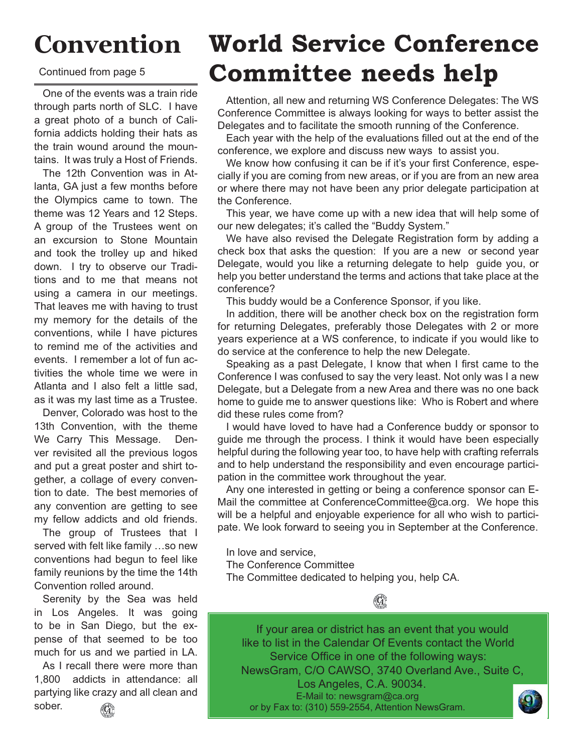# Convention

Continued from page 5

One of the events was a train ride through parts north of SLC. I have a great photo of a bunch of California addicts holding their hats as the train wound around the mountains. It was truly a Host of Friends.

The 12th Convention was in Atlanta, GA just a few months before the Olympics came to town. The theme was 12 Years and 12 Steps. A group of the Trustees went on an excursion to Stone Mountain and took the trolley up and hiked down. I try to observe our Traditions and to me that means not using a camera in our meetings. That leaves me with having to trust my memory for the details of the conventions, while I have pictures to remind me of the activities and events. I remember a lot of fun activities the whole time we were in Atlanta and I also felt a little sad, as it was my last time as a Trustee.

Denver, Colorado was host to the 13th Convention, with the theme We Carry This Message. Denver revisited all the previous logos and put a great poster and shirt together, a collage of every convention to date. The best memories of any convention are getting to see my fellow addicts and old friends.

The group of Trustees that I served with felt like family …so new conventions had begun to feel like family reunions by the time the 14th Convention rolled around.

Serenity by the Sea was held in Los Angeles. It was going to be in San Diego, but the expense of that seemed to be too much for us and we partied in LA.

As I recall there were more than 1,800 addicts in attendance: all partying like crazy and all clean and sober.

# World Service Conference Committee needs help

Attention, all new and returning WS Conference Delegates: The WS Conference Committee is always looking for ways to better assist the Delegates and to facilitate the smooth running of the Conference.

Each year with the help of the evaluations filled out at the end of the conference, we explore and discuss new ways to assist you.

We know how confusing it can be if it's your first Conference, especially if you are coming from new areas, or if you are from an new area or where there may not have been any prior delegate participation at the Conference.

This year, we have come up with a new idea that will help some of our new delegates; it's called the "Buddy System."

We have also revised the Delegate Registration form by adding a check box that asks the question: If you are a new or second year Delegate, would you like a returning delegate to help guide you, or help you better understand the terms and actions that take place at the conference?

This buddy would be a Conference Sponsor, if you like.

In addition, there will be another check box on the registration form for returning Delegates, preferably those Delegates with 2 or more years experience at a WS conference, to indicate if you would like to do service at the conference to help the new Delegate.

Speaking as a past Delegate, I know that when I first came to the Conference I was confused to say the very least. Not only was I a new Delegate, but a Delegate from a new Area and there was no one back home to guide me to answer questions like: Who is Robert and where did these rules come from?

I would have loved to have had a Conference buddy or sponsor to guide me through the process. I think it would have been especially helpful during the following year too, to have help with crafting referrals and to help understand the responsibility and even encourage participation in the committee work throughout the year.

Any one interested in getting or being a conference sponsor can E-Mail the committee at ConferenceCommittee@ca.org. We hope this will be a helpful and enjoyable experience for all who wish to participate. We look forward to seeing you in September at the Conference.

In love and service,
The Conference Committee
The Committee dedicated to helping you, help CA.

If your area or district has an event that you would like to list in the Calendar Of Events contact the World Service Office in one of the following ways:
NewsGram, C/O CAWSO, 3740 Overland Ave., Suite C, Los Angeles, C.A. 90034.
E-Mail to: newsgram@ca.org
or by Fax to: (310) 559-2554, Attention NewsGram.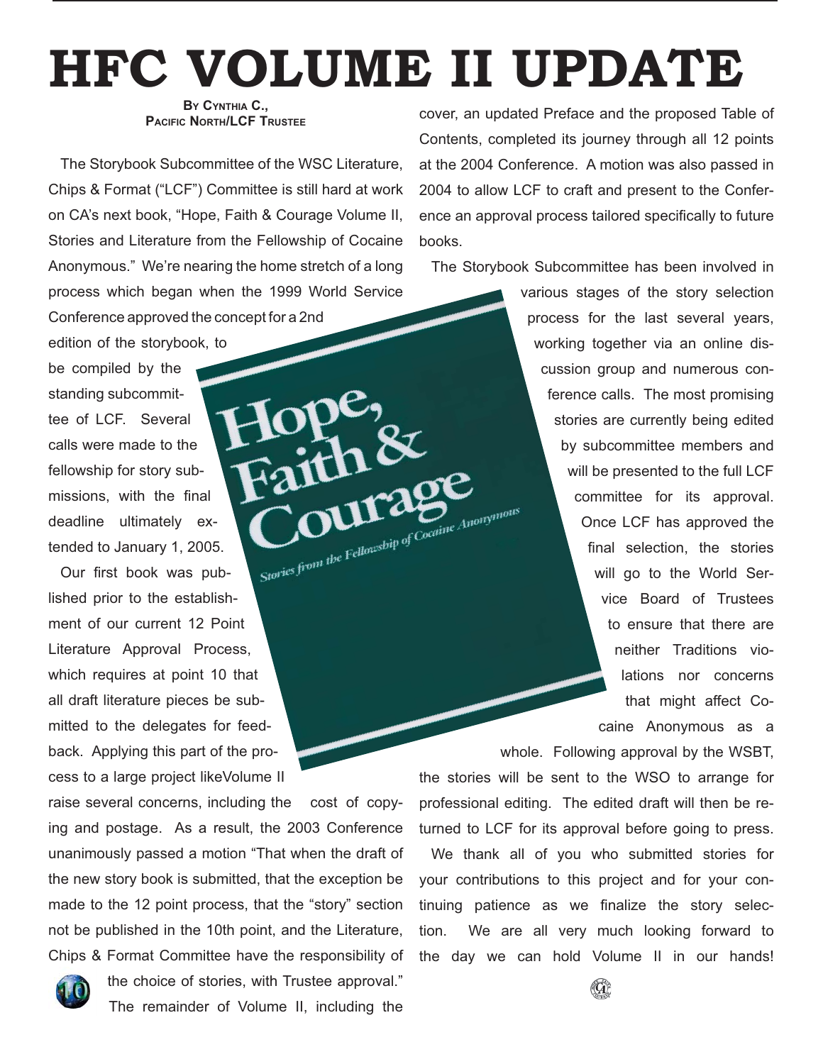# HFC VOLUME II UPDATE

**By Cynthia C., Pacific North/LCF Trustee**

The Storybook Subcommittee of the WSC Literature, Chips & Format ("LCF") Committee is still hard at work on CA's next book, "Hope, Faith & Courage Volume II, Stories and Literature from the Fellowship of Cocaine Anonymous." We're nearing the home stretch of a long process which began when the 1999 World Service Conference approved the concept for a 2nd edition of the storybook, to be compiled by the standing subcommittee of LCF. Several calls were made to the fellowship for story submissions, with the final deadline ultimately extended to January 1, 2005.

Our first book was published prior to the establishment of our current 12 Point Literature Approval Process, which requires at point 10 that all draft literature pieces be submitted to the delegates for feedback. Applying this part of the process to a large project likeVolume II raise several concerns, including the cost of copying and postage. As a result, the 2003 Conference unanimously passed a motion "That when the draft of the new story book is submitted, that the exception be made to the 12 point process, that the "story" section not be published in the 10th point, and the Literature, Chips & Format Committee have the responsibility of the choice of stories, with Trustee approval." The remainder of Volume II, including the cover, an updated Preface and the proposed Table of Contents, completed its journey through all 12 points at the 2004 Conference. A motion was also passed in 2004 to allow LCF to craft and present to the Conference an approval process tailored specifically to future books.

The Storybook Subcommittee has been involved in various stages of the story selection process for the last several years, working together via an online discussion group and numerous conference calls. The most promising stories are currently being edited by subcommittee members and will be presented to the full LCF committee for its approval. Once LCF has approved the final selection, the stories will go to the World Service Board of Trustees to ensure that there are neither Traditions violations nor concerns that might affect Cocaine Anonymous as a whole. Following approval by the WSBT, the stories will be sent to the WSO to arrange for professional editing. The edited draft will then be returned to LCF for its approval before going to press.

We thank all of you who submitted stories for your contributions to this project and for your continuing patience as we finalize the story selection. We are all very much looking forward to the day we can hold Volume II in our hands!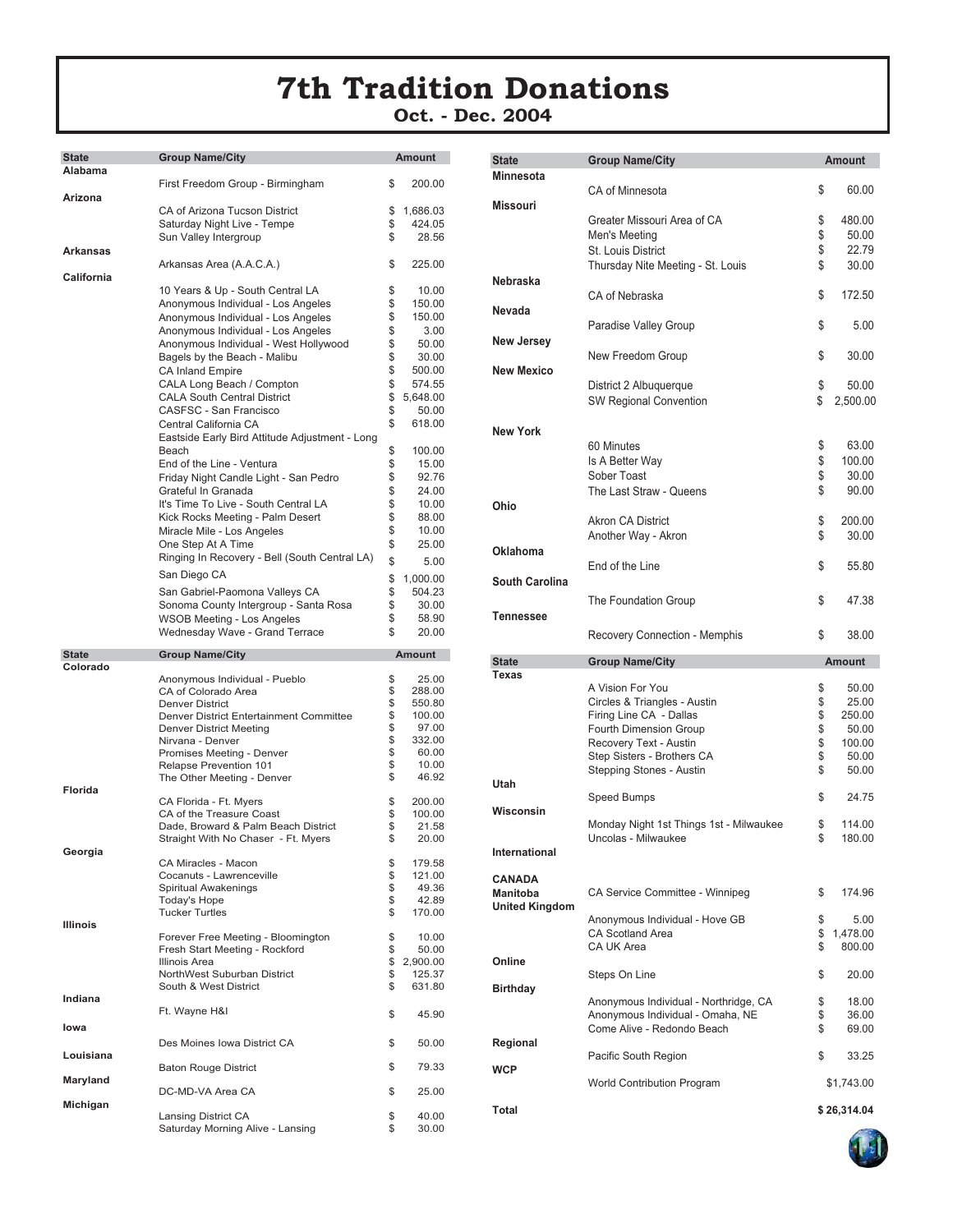# 7th Tradition Donations

## Oct. - Dec. 2004

| State | Group Name/City | Amount |
|---|---|---|
| Alabama | | |
| | First Freedom Group - Birmingham | $ 200.00 |
| Arizona | | |
| | CA of Arizona Tucson District | $ 1,686.03 |
| | Saturday Night Live - Tempe | $ 424.05 |
| | Sun Valley Intergroup | $ 28.56 |
| Arkansas | | |
| | Arkansas Area (A.A.C.A.) | $ 225.00 |
| California | | |
| | 10 Years & Up - South Central LA | $ 10.00 |
| | Anonymous Individual - Los Angeles | $ 150.00 |
| | Anonymous Individual - Los Angeles | $ 150.00 |
| | Anonymous Individual - Los Angeles | $ 3.00 |
| | Anonymous Individual - West Hollywood | $ 50.00 |
| | Bagels by the Beach - Malibu | $ 30.00 |
| | CA Inland Empire | $ 500.00 |
| | CALA Long Beach / Compton | $ 574.55 |
| | CALA South Central District | $ 5,648.00 |
| | CASFSC - San Francisco | $ 50.00 |
| | Central California CA | $ 618.00 |
| | Eastside Early Bird Attitude Adjustment - Long Beach | $ 100.00 |
| | End of the Line - Ventura | $ 15.00 |
| | Friday Night Candle Light - San Pedro | $ 92.76 |
| | Grateful In Granada | $ 24.00 |
| | It's Time To Live - South Central LA | $ 10.00 |
| | Kick Rocks Meeting - Palm Desert | $ 88.00 |
| | Miracle Mile - Los Angeles | $ 10.00 |
| | One Step At A Time | $ 25.00 |
| | Ringing In Recovery - Bell (South Central LA) | $ 5.00 |
| | San Diego CA | $ 1,000.00 |
| | San Gabriel-Paomona Valleys CA | $ 504.23 |
| | Sonoma County Intergroup - Santa Rosa | $ 30.00 |
| | WSOB Meeting - Los Angeles | $ 58.90 |
| | Wednesday Wave - Grand Terrace | $ 20.00 |

| State | Group Name/City | Amount |
|---|---|---|
| Colorado | | |
| | Anonymous Individual - Pueblo | $ 25.00 |
| | CA of Colorado Area | $ 288.00 |
| | Denver District | $ 550.80 |
| | Denver District Entertainment Committee | $ 100.00 |
| | Denver District Meeting | $ 97.00 |
| | Nirvana - Denver | $ 332.00 |
| | Promises Meeting - Denver | $ 60.00 |
| | Relapse Prevention 101 | $ 10.00 |
| | The Other Meeting - Denver | $ 46.92 |
| Florida | | |
| | CA Florida - Ft. Myers | $ 200.00 |
| | CA of the Treasure Coast | $ 100.00 |
| | Dade, Broward & Palm Beach District | $ 21.58 |
| | Straight With No Chaser - Ft. Myers | $ 20.00 |
| Georgia | | |
| | CA Miracles - Macon | $ 179.58 |
| | Cocanuts - Lawrenceville | $ 121.00 |
| | Spiritual Awakenings | $ 49.36 |
| | Today's Hope | $ 42.89 |
| | Tucker Turtles | $ 170.00 |
| Illinois | | |
| | Forever Free Meeting - Bloomington | $ 10.00 |
| | Fresh Start Meeting - Rockford | $ 50.00 |
| | Illinois Area | $ 2,900.00 |
| | NorthWest Suburban District | $ 125.37 |
| | South & West District | $ 631.80 |
| Indiana | | |
| | Ft. Wayne H&I | $ 45.90 |
| Iowa | | |
| | Des Moines Iowa District CA | $ 50.00 |
| Louisiana | | |
| | Baton Rouge District | $ 79.33 |
| Maryland | | |
| | DC-MD-VA Area CA | $ 25.00 |
| Michigan | | |
| | Lansing District CA | $ 40.00 |
| | Saturday Morning Alive - Lansing | $ 30.00 |

| State | Group Name/City | Amount |
|---|---|---|
| Minnesota | | |
| | CA of Minnesota | $ 60.00 |
| Missouri | | |
| | Greater Missouri Area of CA | $ 480.00 |
| | Men's Meeting | $ 50.00 |
| | St. Louis District | $ 22.79 |
| | Thursday Nite Meeting - St. Louis | $ 30.00 |
| Nebraska | | |
| | CA of Nebraska | $ 172.50 |
| Nevada | | |
| | Paradise Valley Group | $ 5.00 |
| New Jersey | | |
| | New Freedom Group | $ 30.00 |
| New Mexico | | |
| | District 2 Albuquerque | $ 50.00 |
| | SW Regional Convention | $ 2,500.00 |
| New York | | |
| | 60 Minutes | $ 63.00 |
| | Is A Better Way | $ 100.00 |
| | Sober Toast | $ 30.00 |
| | The Last Straw - Queens | $ 90.00 |
| Ohio | | |
| | Akron CA District | $ 200.00 |
| | Another Way - Akron | $ 30.00 |
| Oklahoma | | |
| | End of the Line | $ 55.80 |
| South Carolina | | |
| | The Foundation Group | $ 47.38 |
| Tennessee | | |
| | Recovery Connection - Memphis | $ 38.00 |

| State | Group Name/City | Amount |
|---|---|---|
| Texas | | |
| | A Vision For You | $ 50.00 |
| | Circles & Triangles - Austin | $ 25.00 |
| | Firing Line CA - Dallas | $ 250.00 |
| | Fourth Dimension Group | $ 50.00 |
| | Recovery Text - Austin | $ 100.00 |
| | Step Sisters - Brothers CA | $ 50.00 |
| | Stepping Stones - Austin | $ 50.00 |
| Utah | | |
| | Speed Bumps | $ 24.75 |
| Wisconsin | | |
| | Monday Night 1st Things 1st - Milwaukee | $ 114.00 |
| | Uncolas - Milwaukee | $ 180.00 |
| International | | |
| CANADA | | |
| Manitoba | CA Service Committee - Winnipeg | $ 174.96 |
| United Kingdom | | |
| | Anonymous Individual - Hove GB | $ 5.00 |
| | CA Scotland Area | $ 1,478.00 |
| | CA UK Area | $ 800.00 |
| Online | | |
| | Steps On Line | $ 20.00 |
| Birthday | | |
| | Anonymous Individual - Northridge, CA | $ 18.00 |
| | Anonymous Individual - Omaha, NE | $ 36.00 |
| | Come Alive - Redondo Beach | $ 69.00 |
| Regional | | |
| | Pacific South Region | $ 33.25 |
| WCP | | |
| | World Contribution Program | $1,743.00 |
| Total | | $ 26,314.04 |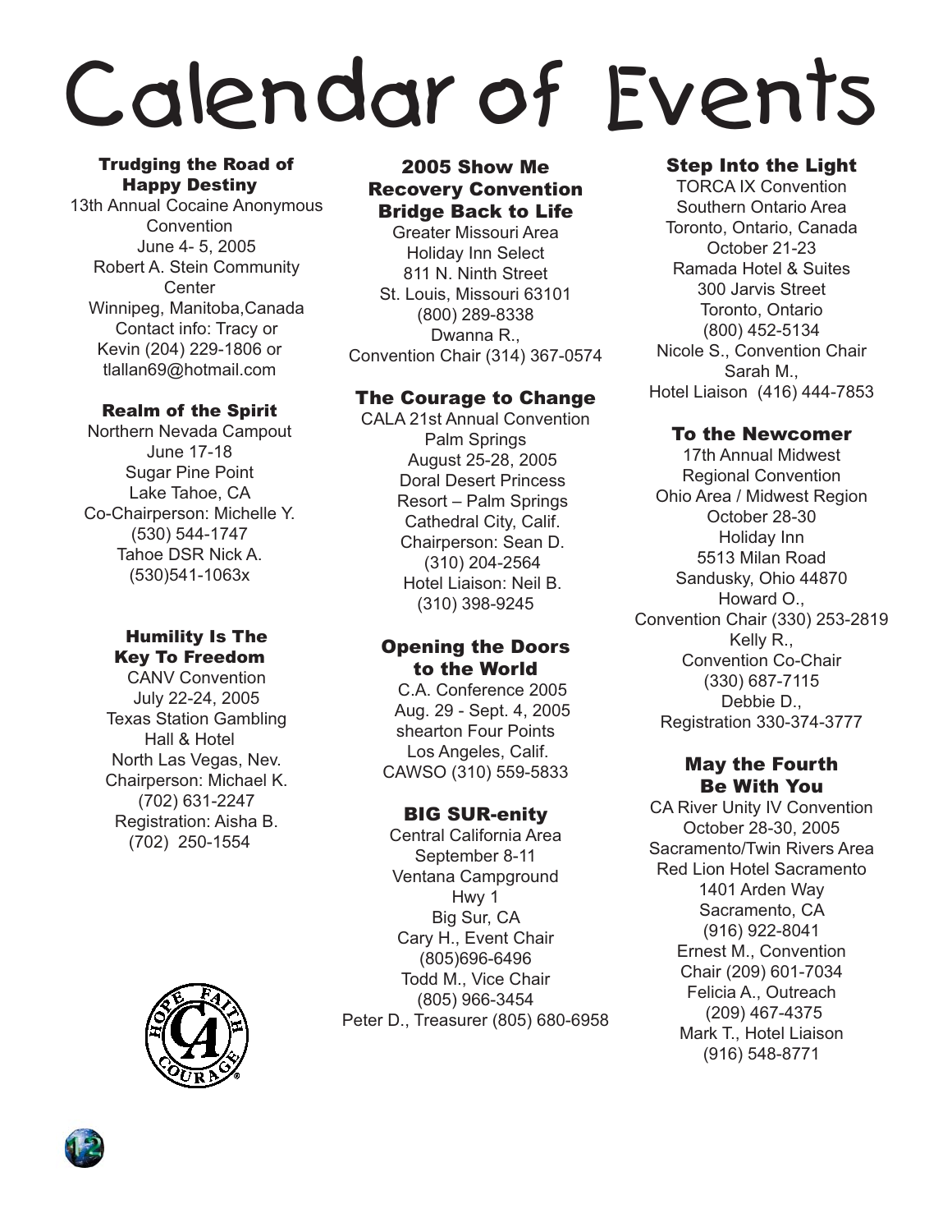# Calendar of Events

### Trudging the Road of Happy Destiny

13th Annual Cocaine Anonymous Convention
June 4- 5, 2005
Robert A. Stein Community Center
Winnipeg, Manitoba,Canada
Contact info: Tracy or Kevin (204) 229-1806 or
tlallan69@hotmail.com

### Realm of the Spirit

Northern Nevada Campout
June 17-18
Sugar Pine Point
Lake Tahoe, CA
Co-Chairperson: Michelle Y.
(530) 544-1747
Tahoe DSR Nick A.
(530)541-1063x

### Humility Is The Key To Freedom

CANV Convention
July 22-24, 2005
Texas Station Gambling Hall & Hotel
North Las Vegas, Nev.
Chairperson: Michael K.
(702) 631-2247
Registration: Aisha B.
(702) 250-1554

### 2005 Show Me Recovery Convention Bridge Back to Life

Greater Missouri Area
Holiday Inn Select
811 N. Ninth Street
St. Louis, Missouri 63101
(800) 289-8338
Dwanna R.,
Convention Chair (314) 367-0574

### The Courage to Change

CALA 21st Annual Convention
Palm Springs
August 25-28, 2005
Doral Desert Princess Resort – Palm Springs
Cathedral City, Calif.
Chairperson: Sean D.
(310) 204-2564
Hotel Liaison: Neil B.
(310) 398-9245

### Opening the Doors to the World

C.A. Conference 2005
Aug. 29 - Sept. 4, 2005
shearton Four Points
Los Angeles, Calif.
CAWSO (310) 559-5833

### BIG SUR-enity

Central California Area
September 8-11
Ventana Campground
Hwy 1
Big Sur, CA
Cary H., Event Chair
(805)696-6496
Todd M., Vice Chair
(805) 966-3454
Peter D., Treasurer (805) 680-6958

### Step Into the Light

TORCA IX Convention
Southern Ontario Area
Toronto, Ontario, Canada
October 21-23
Ramada Hotel & Suites
300 Jarvis Street
Toronto, Ontario
(800) 452-5134
Nicole S., Convention Chair
Sarah M.,
Hotel Liaison (416) 444-7853

### To the Newcomer

17th Annual Midwest Regional Convention
Ohio Area / Midwest Region
October 28-30
Holiday Inn
5513 Milan Road
Sandusky, Ohio 44870
Howard O.,
Convention Chair (330) 253-2819
Kelly R.,
Convention Co-Chair
(330) 687-7115
Debbie D.,
Registration 330-374-3777

### May the Fourth Be With You

CA River Unity IV Convention
October 28-30, 2005
Sacramento/Twin Rivers Area
Red Lion Hotel Sacramento
1401 Arden Way
Sacramento, CA
(916) 922-8041
Ernest M., Convention Chair (209) 601-7034
Felicia A., Outreach
(209) 467-4375
Mark T., Hotel Liaison
(916) 548-8771